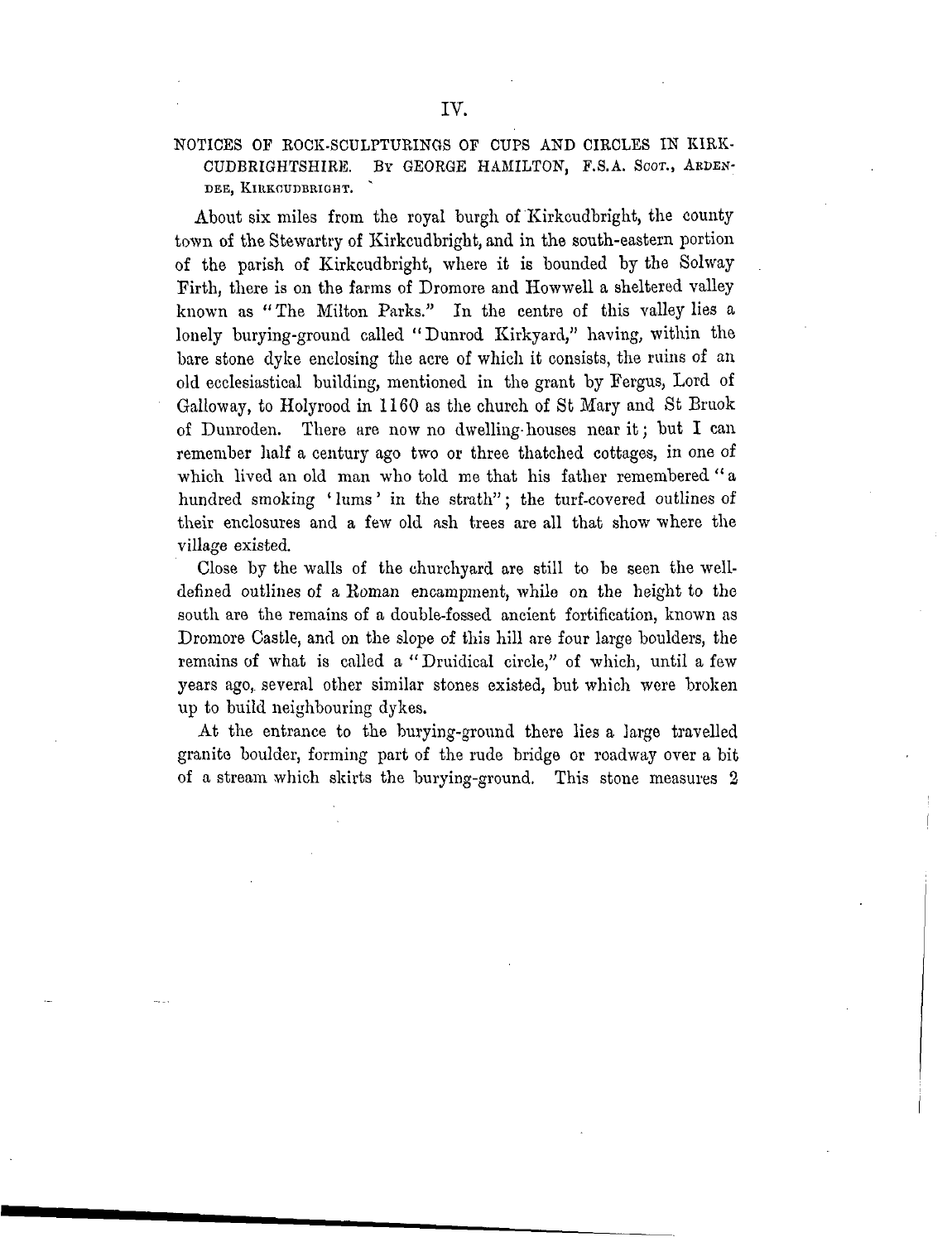# IV.

## NOTICES OF ROCK-SCULPTURINGS OF CUPS AND CIRCLES IN KIRKCUDBRIGHTSHIRE. By GEORGE HAMILTON, F.S.A. Scot., Ardendee, Kirkcudbright.

About six miles from the royal burgh of Kirkcudbright, the county town of the Stewartry of Kirkcudbright, and in the south-eastern portion of the parish of Kirkcudbright, where it is bounded by the Solway Firth, there is on the farms of Dromore and Howwell a sheltered valley known as "The Milton Parks." In the centre of this valley lies a lonely burying-ground called "Dunrod Kirkyard," having, within the bare stone dyke enclosing the acre of which it consists, the ruins of an old ecclesiastical building, mentioned in the grant by Fergus, Lord of Galloway, to Holyrood in 1160 as the church of St Mary and St Bruok of Dunroden. There are now no dwelling-houses near it; but I can remember half a century ago two or three thatched cottages, in one of which lived an old man who told me that his father remembered "a hundred smoking 'lums' in the strath"; the turf-covered outlines of their enclosures and a few old ash trees are all that show where the village existed.

Close by the walls of the churchyard are still to be seen the well-defined outlines of a Roman encampment, while on the height to the south are the remains of a double-fossed ancient fortification, known as Dromore Castle, and on the slope of this hill are four large boulders, the remains of what is called a "Druidical circle," of which, until a few years ago, several other similar stones existed, but which were broken up to build neighbouring dykes.

At the entrance to the burying-ground there lies a large travelled granite boulder, forming part of the rude bridge or roadway over a bit of a stream which skirts the burying-ground. This stone measures 2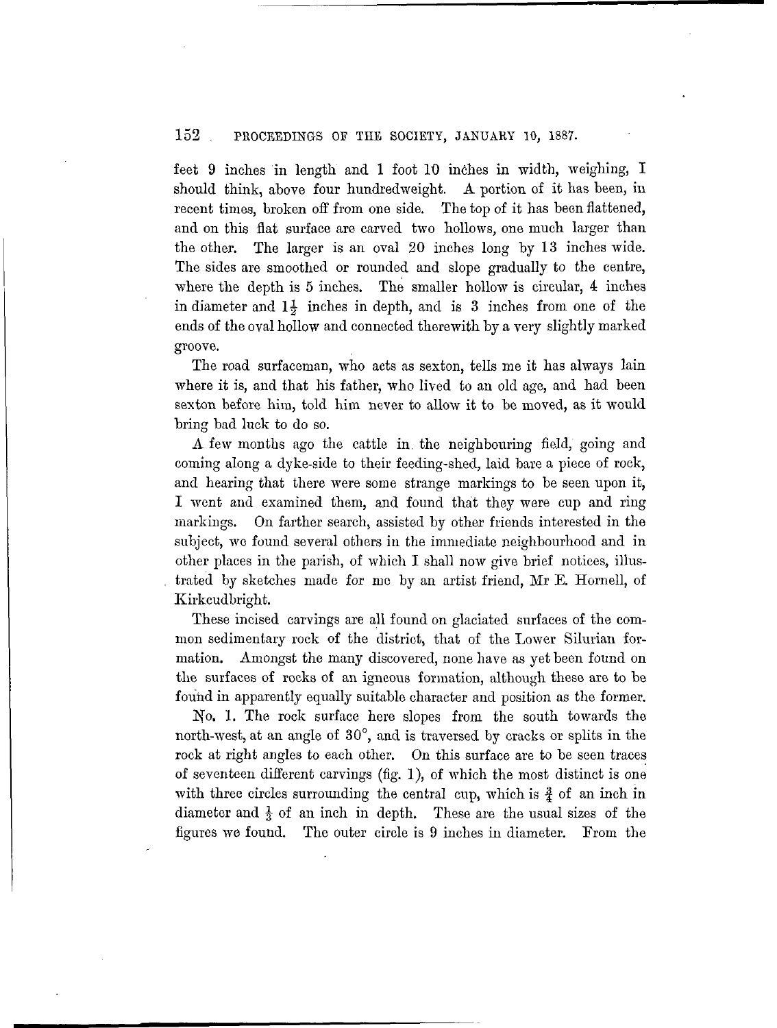feet 9 inches in length and 1 foot 10 inches in width, weighing, I should think, above four hundredweight. A portion of it has been, in recent times, broken off from one side. The top of it has been flattened, and on this flat surface are carved two hollows, one much larger than the other. The larger is an oval 20 inches long by 13 inches wide. The sides are smoothed or rounded and slope gradually to the centre, where the depth is 5 inches. The smaller hollow is circular, 4 inches in diameter and $1\frac{1}{2}$ inches in depth, and is 3 inches from one of the ends of the oval hollow and connected therewith by a very slightly marked groove.

The road surfaceman, who acts as sexton, tells me it has always lain where it is, and that his father, who lived to an old age, and had been sexton before him, told him never to allow it to be moved, as it would bring bad luck to do so.

A few months ago the cattle in the neighbouring field, going and coming along a dyke-side to their feeding-shed, laid bare a piece of rock, and hearing that there were some strange markings to be seen upon it, I went and examined them, and found that they were cup and ring markings. On farther search, assisted by other friends interested in the subject, we found several others in the immediate neighbourhood and in other places in the parish, of which I shall now give brief notices, illustrated by sketches made for me by an artist friend, Mr E. Hornell, of Kirkcudbright.

These incised carvings are all found on glaciated surfaces of the common sedimentary rock of the district, that of the Lower Silurian formation. Amongst the many discovered, none have as yet been found on the surfaces of rocks of an igneous formation, although these are to be found in apparently equally suitable character and position as the former.

No. 1. The rock surface here slopes from the south towards the north-west, at an angle of 30°, and is traversed by cracks or splits in the rock at right angles to each other. On this surface are to be seen traces of seventeen different carvings (fig. 1), of which the most distinct is one with three circles surrounding the central cup, which is $\frac{3}{4}$ of an inch in diameter and $\frac{1}{3}$ of an inch in depth. These are the usual sizes of the figures we found. The outer circle is 9 inches in diameter. From the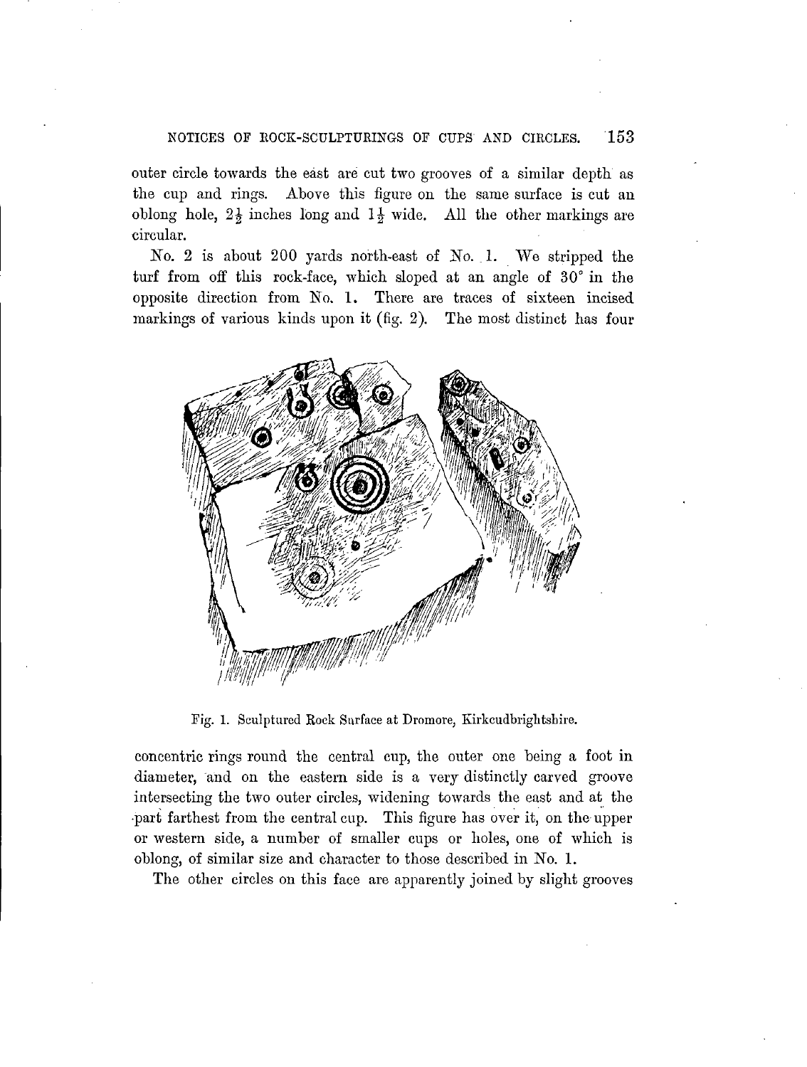outer circle towards the east are cut two grooves of a similar depth as the cup and rings. Above this figure on the same surface is cut an oblong hole, $2\frac{1}{2}$ inches long and $1\frac{1}{2}$ wide. All the other markings are circular.

No. 2 is about 200 yards north-east of No. 1. We stripped the turf from off this rock-face, which sloped at an angle of 30° in the opposite direction from No. 1. There are traces of sixteen incised markings of various kinds upon it (fig. 2). The most distinct has four

Fig. 1. Sculptured Rock Surface at Dromore, Kirkcudbrightshire.

concentric rings round the central cup, the outer one being a foot in diameter, and on the eastern side is a very distinctly carved groove intersecting the two outer circles, widening towards the east and at the part farthest from the central cup. This figure has over it, on the upper or western side, a number of smaller cups or holes, one of which is oblong, of similar size and character to those described in No. 1.

The other circles on this face are apparently joined by slight grooves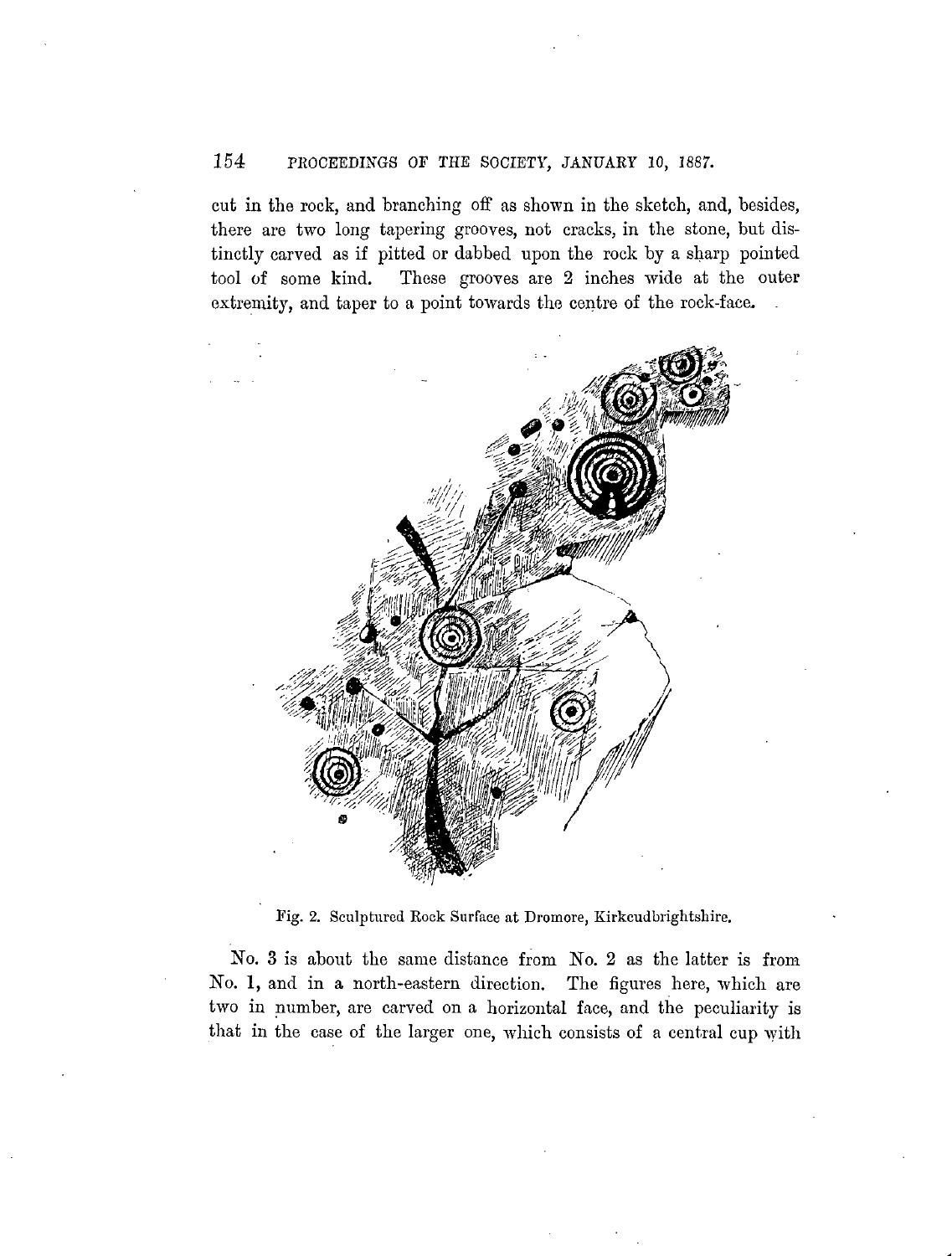cut in the rock, and branching off as shown in the sketch, and, besides, there are two long tapering grooves, not cracks, in the stone, but distinctly carved as if pitted or dabbed upon the rock by a sharp pointed tool of some kind. These grooves are 2 inches wide at the outer extremity, and taper to a point towards the centre of the rock-face.

Fig. 2. Sculptured Rock Surface at Dromore, Kirkcudbrightshire.

No. 3 is about the same distance from No. 2 as the latter is from No. 1, and in a north-eastern direction. The figures here, which are two in number, are carved on a horizontal face, and the peculiarity is that in the case of the larger one, which consists of a central cup with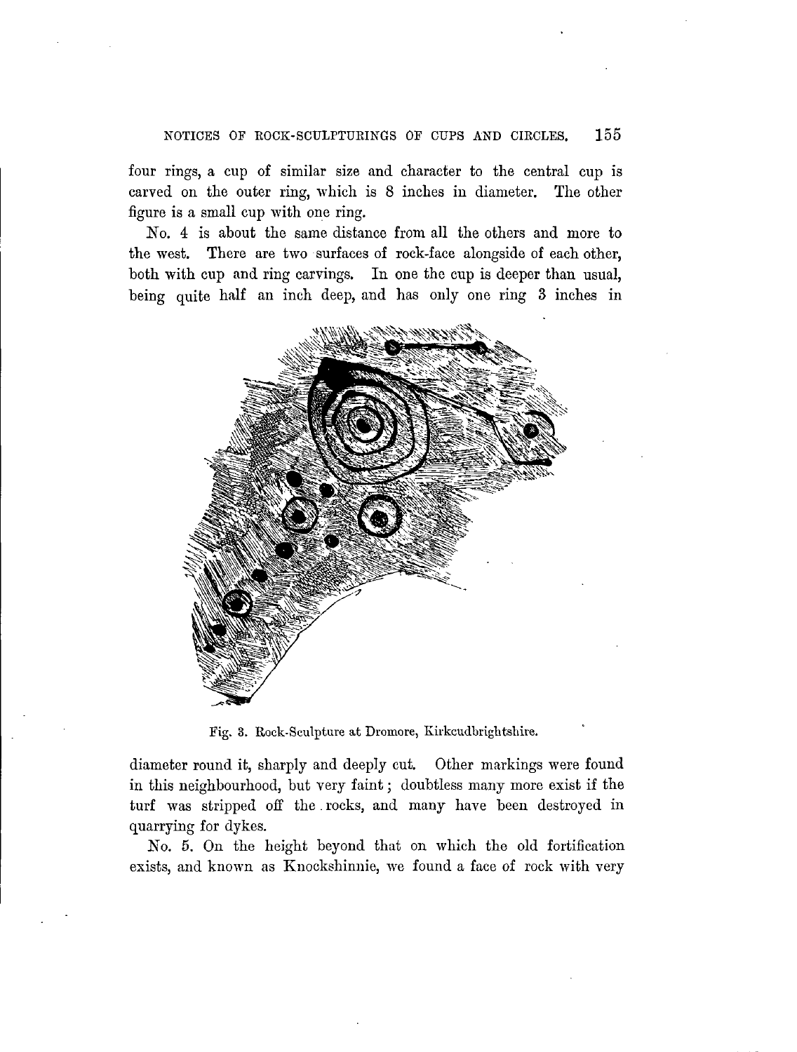four rings, a cup of similar size and character to the central cup is carved on the outer ring, which is 8 inches in diameter. The other figure is a small cup with one ring.

No. 4 is about the same distance from all the others and more to the west. There are two surfaces of rock-face alongside of each other, both with cup and ring carvings. In one the cup is deeper than usual, being quite half an inch deep, and has only one ring 3 inches in

Fig. 3. Rock-Sculpture at Dromore, Kirkcudbrightshire.

diameter round it, sharply and deeply cut. Other markings were found in this neighbourhood, but very faint; doubtless many more exist if the turf was stripped off the rocks, and many have been destroyed in quarrying for dykes.

No. 5. On the height beyond that on which the old fortification exists, and known as Knockshinnie, we found a face of rock with very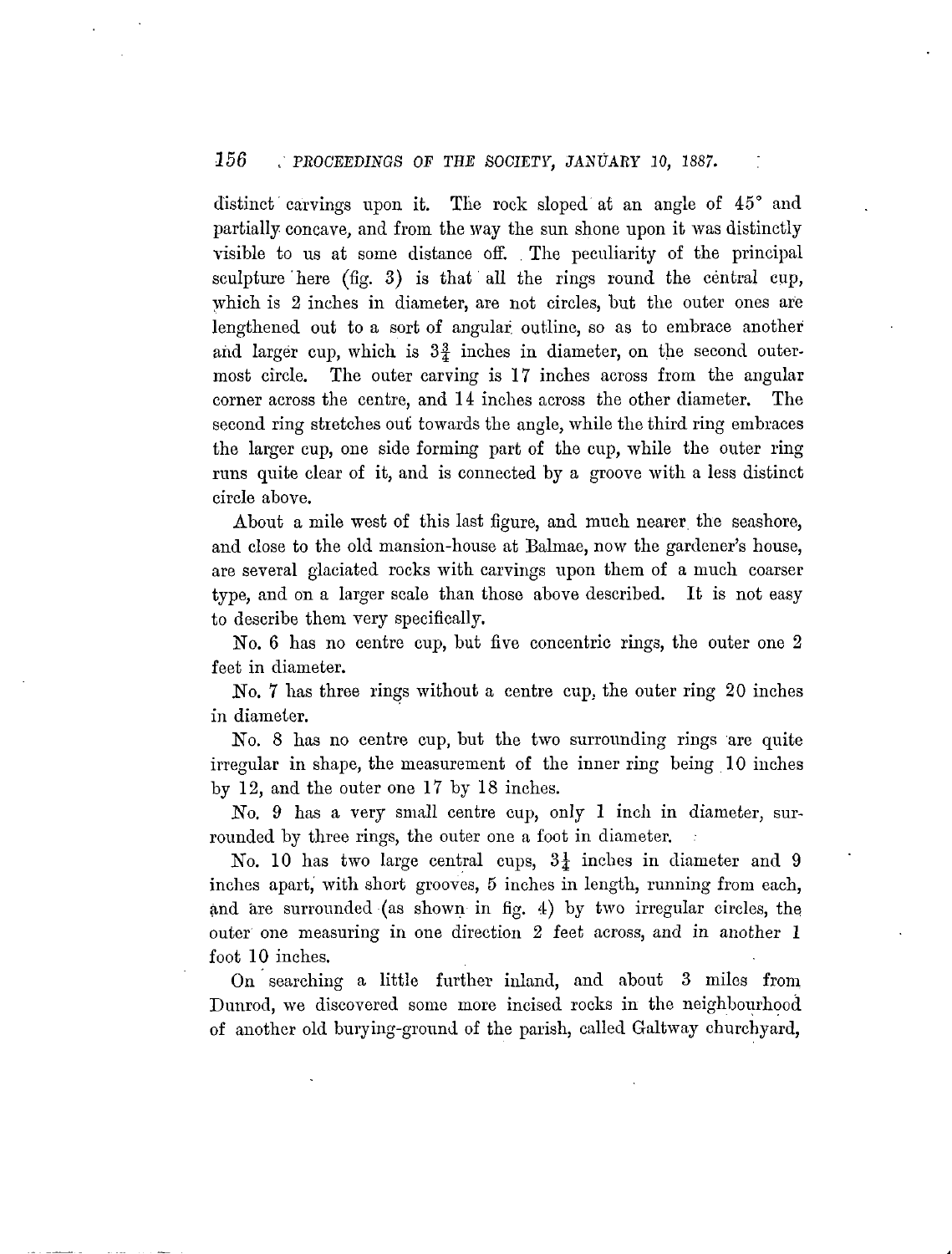distinct carvings upon it. The rock sloped at an angle of 45° and partially concave, and from the way the sun shone upon it was distinctly visible to us at some distance off. The peculiarity of the principal sculpture here (fig. 3) is that all the rings round the central cup, which is 2 inches in diameter, are not circles, but the outer ones are lengthened out to a sort of angular outline, so as to embrace another and larger cup, which is $3\frac{3}{4}$ inches in diameter, on the second outermost circle. The outer carving is 17 inches across from the angular corner across the centre, and 14 inches across the other diameter. The second ring stretches out towards the angle, while the third ring embraces the larger cup, one side forming part of the cup, while the outer ring runs quite clear of it, and is connected by a groove with a less distinct circle above.

About a mile west of this last figure, and much nearer the seashore, and close to the old mansion-house at Balmae, now the gardener's house, are several glaciated rocks with carvings upon them of a much coarser type, and on a larger scale than those above described. It is not easy to describe them very specifically.

No. 6 has no centre cup, but five concentric rings, the outer one 2 feet in diameter.

No. 7 has three rings without a centre cup, the outer ring 20 inches in diameter.

No. 8 has no centre cup, but the two surrounding rings are quite irregular in shape, the measurement of the inner ring being 10 inches by 12, and the outer one 17 by 18 inches.

No. 9 has a very small centre cup, only 1 inch in diameter, surrounded by three rings, the outer one a foot in diameter.

No. 10 has two large central cups, $3\frac{1}{4}$ inches in diameter and 9 inches apart, with short grooves, 5 inches in length, running from each, and are surrounded (as shown in fig. 4) by two irregular circles, the outer one measuring in one direction 2 feet across, and in another 1 foot 10 inches.

On searching a little further inland, and about 3 miles from Dunrod, we discovered some more incised rocks in the neighbourhood of another old burying-ground of the parish, called Galtway churchyard,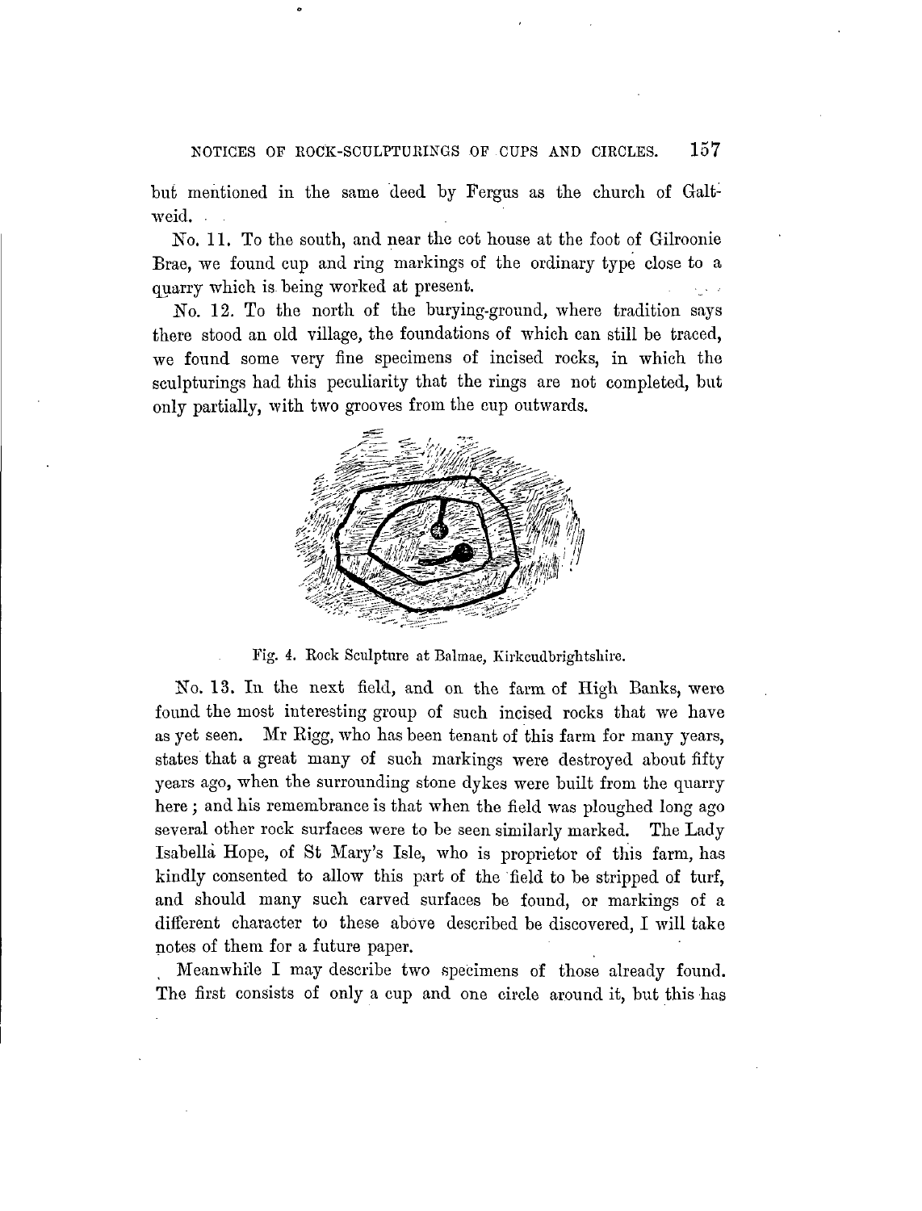but mentioned in the same deed by Fergus as the church of Galtweid.

No. 11. To the south, and near the cot house at the foot of Gilroonie Brae, we found cup and ring markings of the ordinary type close to a quarry which is being worked at present.

No. 12. To the north of the burying-ground, where tradition says there stood an old village, the foundations of which can still be traced, we found some very fine specimens of incised rocks, in which the sculpturings had this peculiarity that the rings are not completed, but only partially, with two grooves from the cup outwards.

Fig. 4. Rock Sculpture at Balmae, Kirkcudbrightshire.

No. 13. In the next field, and on the farm of High Banks, were found the most interesting group of such incised rocks that we have as yet seen. Mr Rigg, who has been tenant of this farm for many years, states that a great many of such markings were destroyed about fifty years ago, when the surrounding stone dykes were built from the quarry here; and his remembrance is that when the field was ploughed long ago several other rock surfaces were to be seen similarly marked. The Lady Isabella Hope, of St Mary's Isle, who is proprietor of this farm, has kindly consented to allow this part of the field to be stripped of turf, and should many such carved surfaces be found, or markings of a different character to these above described be discovered, I will take notes of them for a future paper.

Meanwhile I may describe two specimens of those already found. The first consists of only a cup and one circle around it, but this has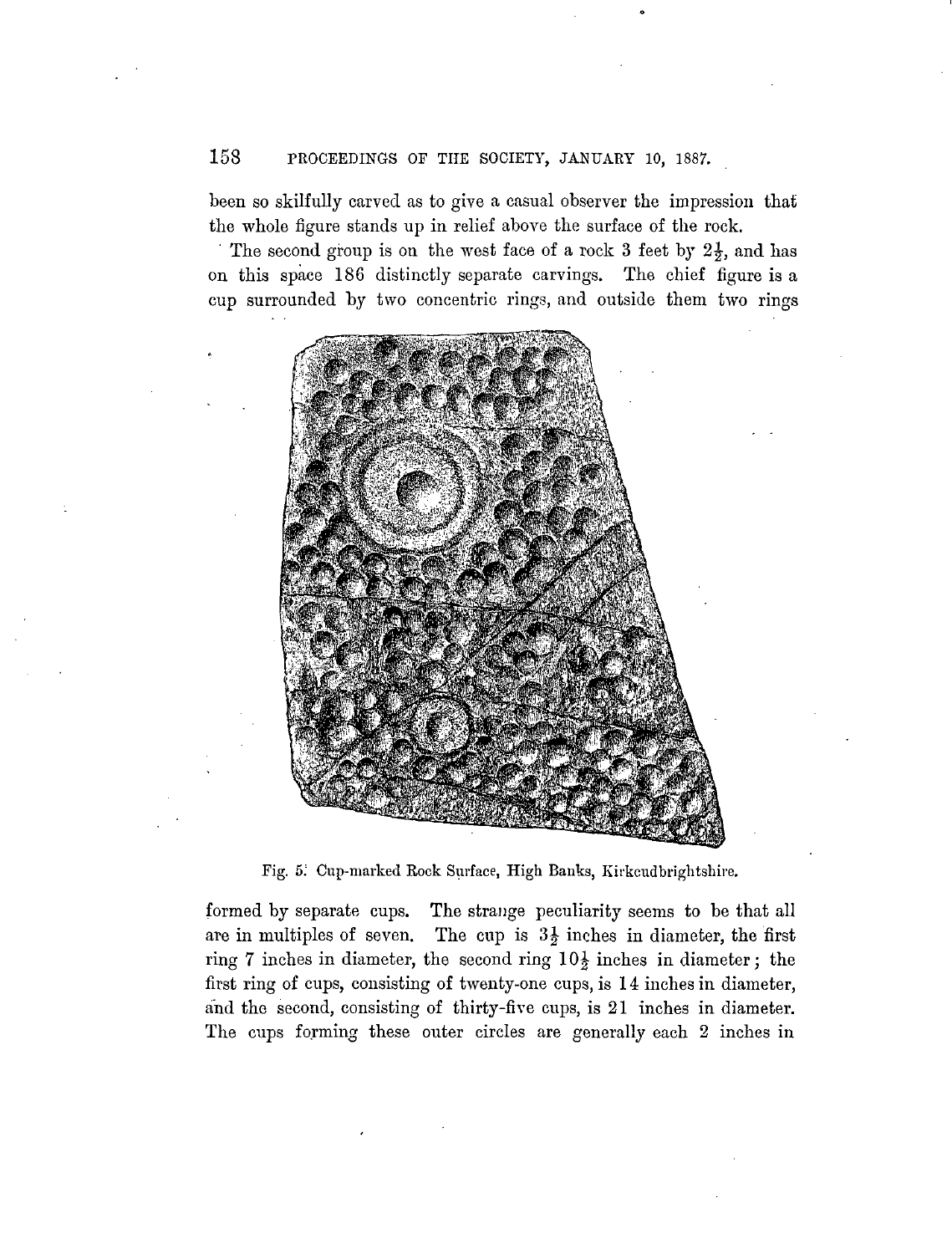been so skilfully carved as to give a casual observer the impression that the whole figure stands up in relief above the surface of the rock.

The second group is on the west face of a rock 3 feet by $2\frac{1}{2}$, and has on this space 186 distinctly separate carvings. The chief figure is a cup surrounded by two concentric rings, and outside them two rings

Fig. 5. Cup-marked Rock Surface, High Banks, Kirkcudbrightshire.

formed by separate cups. The strange peculiarity seems to be that all are in multiples of seven. The cup is $3\frac{1}{2}$ inches in diameter, the first ring 7 inches in diameter, the second ring $10\frac{1}{2}$ inches in diameter; the first ring of cups, consisting of twenty-one cups, is 14 inches in diameter, and the second, consisting of thirty-five cups, is 21 inches in diameter. The cups forming these outer circles are generally each 2 inches in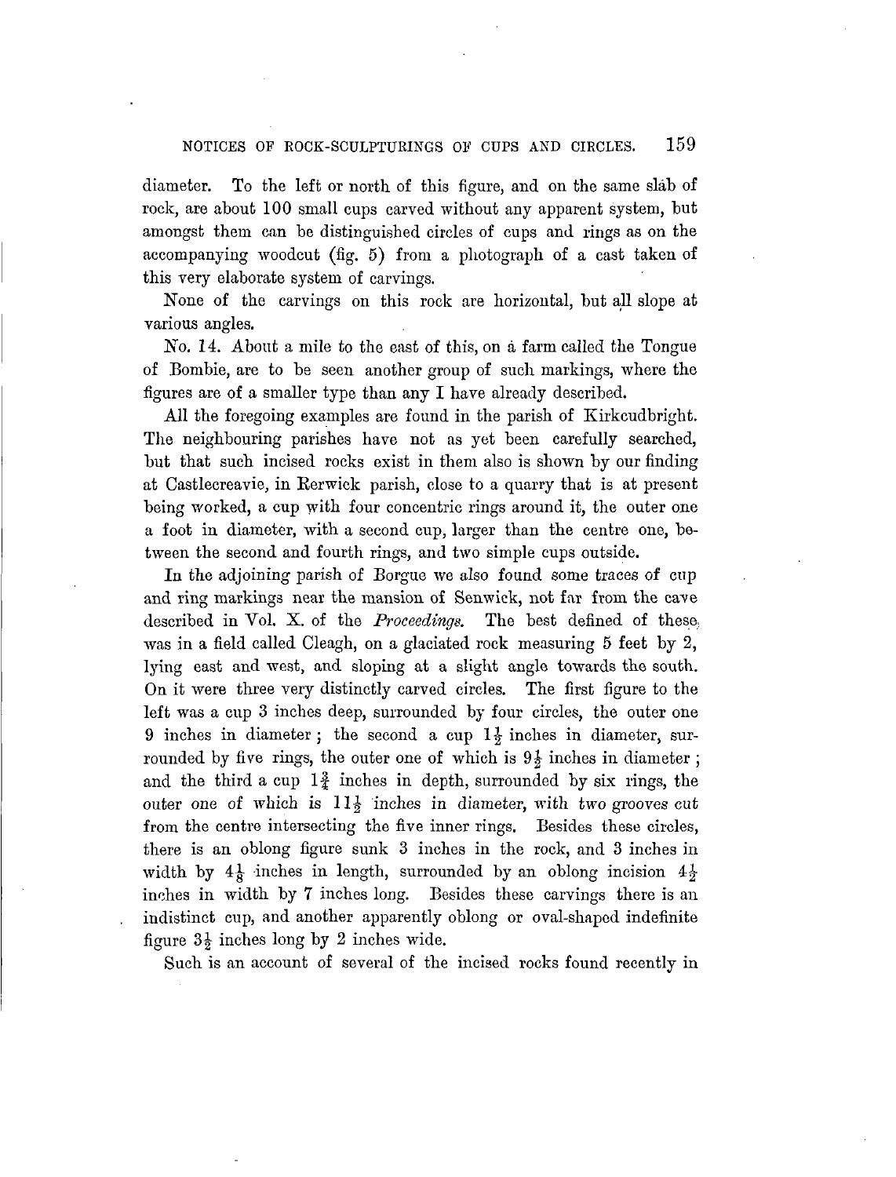diameter. To the left or north of this figure, and on the same slab of rock, are about 100 small cups carved without any apparent system, but amongst them can be distinguished circles of cups and rings as on the accompanying woodcut (fig. 5) from a photograph of a cast taken of this very elaborate system of carvings.

None of the carvings on this rock are horizontal, but all slope at various angles.

No. 14. About a mile to the east of this, on a farm called the Tongue of Bombie, are to be seen another group of such markings, where the figures are of a smaller type than any I have already described.

All the foregoing examples are found in the parish of Kirkcudbright. The neighbouring parishes have not as yet been carefully searched, but that such incised rocks exist in them also is shown by our finding at Castlecreavie, in Rerwick parish, close to a quarry that is at present being worked, a cup with four concentric rings around it, the outer one a foot in diameter, with a second cup, larger than the centre one, between the second and fourth rings, and two simple cups outside.

In the adjoining parish of Borgue we also found some traces of cup and ring markings near the mansion of Senwick, not far from the cave described in Vol. X. of the *Proceedings*. The best defined of these was in a field called Cleagh, on a glaciated rock measuring 5 feet by 2, lying east and west, and sloping at a slight angle towards the south. On it were three very distinctly carved circles. The first figure to the left was a cup 3 inches deep, surrounded by four circles, the outer one 9 inches in diameter; the second a cup $1\frac{1}{2}$ inches in diameter, surrounded by five rings, the outer one of which is $9\frac{1}{2}$ inches in diameter; and the third a cup $1\frac{3}{4}$ inches in depth, surrounded by six rings, the outer one of which is $11\frac{1}{2}$ inches in diameter, with two grooves cut from the centre intersecting the five inner rings. Besides these circles, there is an oblong figure sunk 3 inches in the rock, and 3 inches in width by $4\frac{1}{8}$ inches in length, surrounded by an oblong incision $4\frac{1}{2}$ inches in width by 7 inches long. Besides these carvings there is an indistinct cup, and another apparently oblong or oval-shaped indefinite figure $3\frac{1}{2}$ inches long by 2 inches wide.

Such is an account of several of the incised rocks found recently in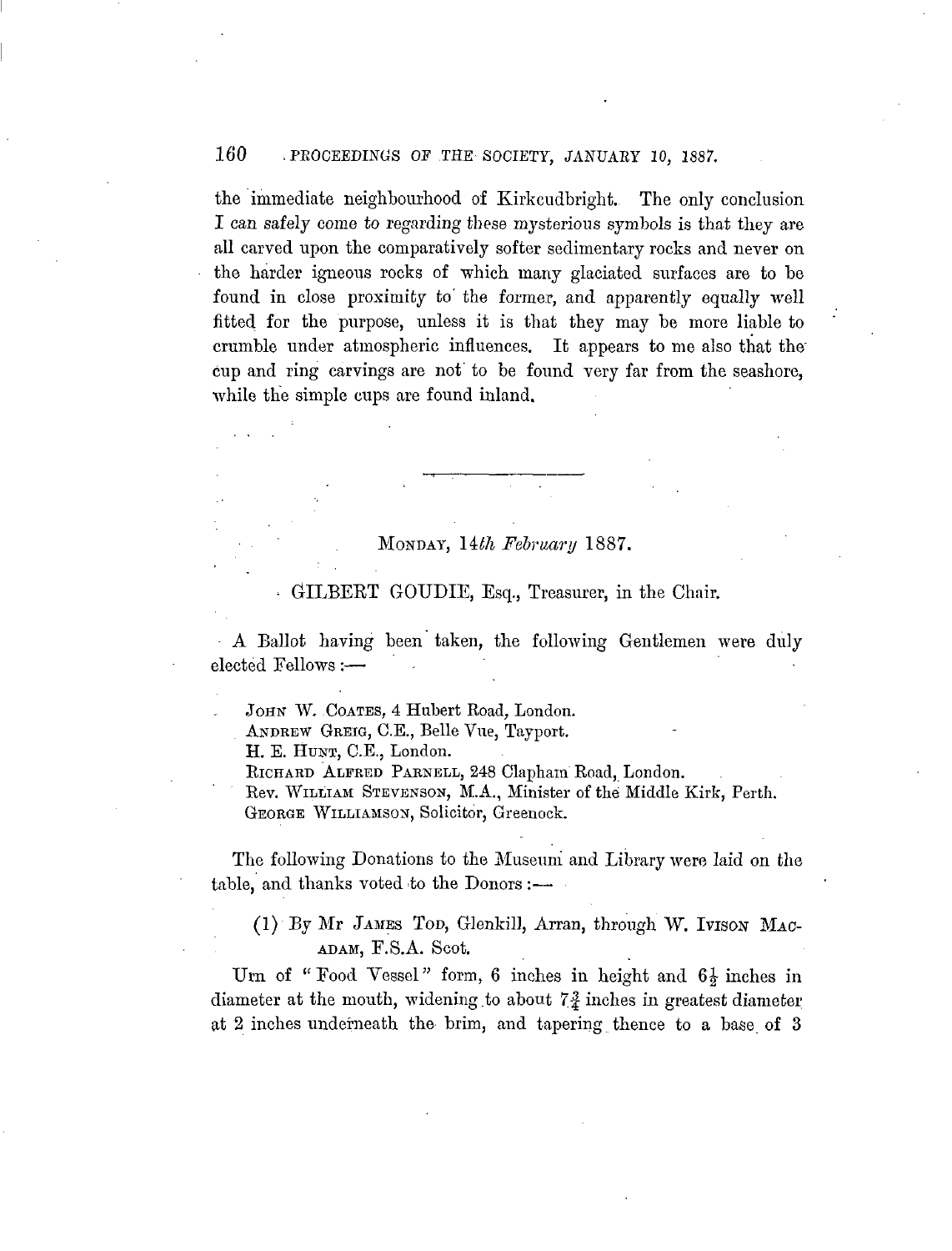the immediate neighbourhood of Kirkcudbright. The only conclusion I can safely come to regarding these mysterious symbols is that they are all carved upon the comparatively softer sedimentary rocks and never on the harder igneous rocks of which many glaciated surfaces are to be found in close proximity to the former, and apparently equally well fitted for the purpose, unless it is that they may be more liable to crumble under atmospheric influences. It appears to me also that the cup and ring carvings are not to be found very far from the seashore, while the simple cups are found inland.

---

## Monday, 14*th February* 1887.

GILBERT GOUDIE, Esq., Treasurer, in the Chair.

A Ballot having been taken, the following Gentlemen were duly elected Fellows:—

JOHN W. COATES, 4 Hubert Road, London.
ANDREW GREIG, C.E., Belle Vue, Tayport.
H. E. HUNT, C.E., London.
RICHARD ALFRED PARNELL, 248 Clapham Road, London.
Rev. WILLIAM STEVENSON, M.A., Minister of the Middle Kirk, Perth.
GEORGE WILLIAMSON, Solicitor, Greenock.

The following Donations to the Museum and Library were laid on the table, and thanks voted to the Donors:—

(1) By Mr JAMES TOD, Glenkill, Arran, through W. IVISON MACADAM, F.S.A. Scot.

Urn of "Food Vessel" form, 6 inches in height and $6\frac{1}{2}$ inches in diameter at the mouth, widening to about $7\frac{3}{4}$ inches in greatest diameter at 2 inches underneath the brim, and tapering thence to a base of 3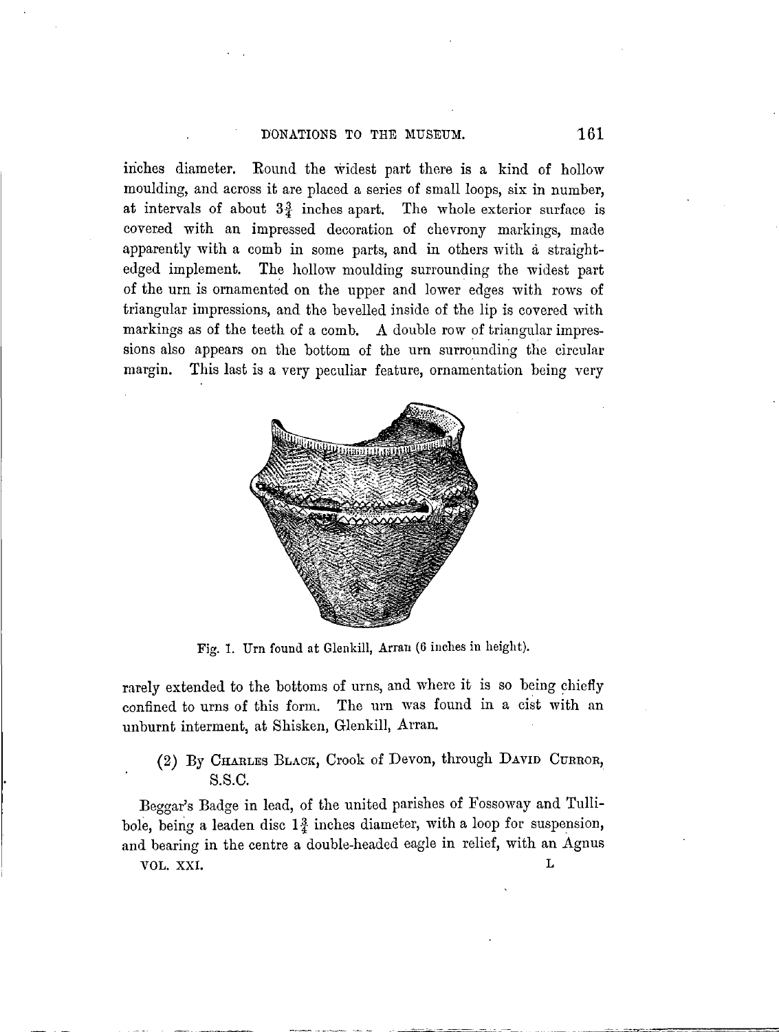inches diameter. Round the widest part there is a kind of hollow moulding, and across it are placed a series of small loops, six in number, at intervals of about $3\frac{3}{4}$ inches apart. The whole exterior surface is covered with an impressed decoration of chevrony markings, made apparently with a comb in some parts, and in others with a straight-edged implement. The hollow moulding surrounding the widest part of the urn is ornamented on the upper and lower edges with rows of triangular impressions, and the bevelled inside of the lip is covered with markings as of the teeth of a comb. A double row of triangular impressions also appears on the bottom of the urn surrounding the circular margin. This last is a very peculiar feature, ornamentation being very

Fig. 1. Urn found at Glenkill, Arran (6 inches in height).

rarely extended to the bottoms of urns, and where it is so being chiefly confined to urns of this form. The urn was found in a cist with an unburnt interment, at Shisken, Glenkill, Arran.

(2) By Charles Black, Crook of Devon, through David Curror, S.S.C.

Beggar's Badge in lead, of the united parishes of Fossoway and Tullibole, being a leaden disc $1\frac{3}{4}$ inches diameter, with a loop for suspension, and bearing in the centre a double-headed eagle in relief, with an Agnus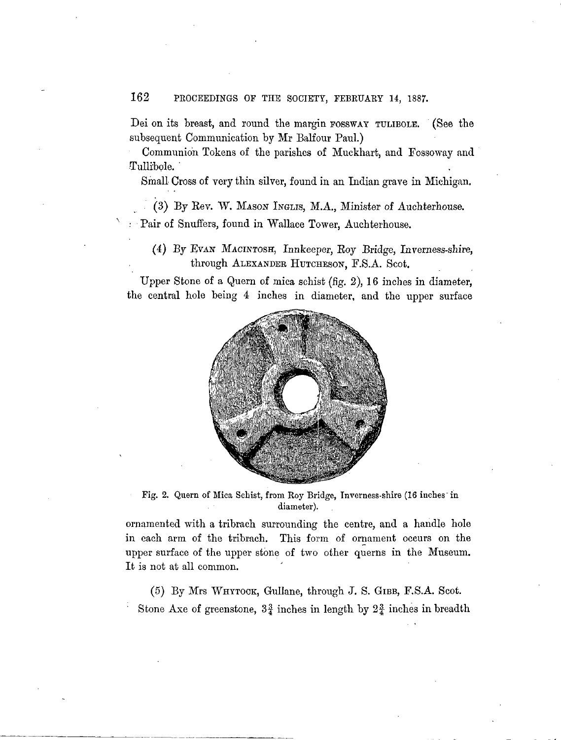Dei on its breast, and round the margin FOSSWAY TULIBOLE. (See the subsequent Communication by Mr Balfour Paul.)

Communion Tokens of the parishes of Muckhart, and Fossoway and Tullibole.

Small Cross of very thin silver, found in an Indian grave in Michigan.

(3) By Rev. W. MASON INGLIS, M.A., Minister of Auchterhouse.

Pair of Snuffers, found in Wallace Tower, Auchterhouse.

(4) By EVAN MACINTOSH, Innkeeper, Roy Bridge, Inverness-shire, through ALEXANDER HUTCHESON, F.S.A. Scot.

Upper Stone of a Quern of mica schist (fig. 2), 16 inches in diameter, the central hole being 4 inches in diameter, and the upper surface ornamented with a tribrach surrounding the centre, and a handle hole in each arm of the tribrach. This form of ornament occurs on the upper surface of the upper stone of two other querns in the Museum. It is not at all common.

Fig. 2. Quern of Mica Schist, from Roy Bridge, Inverness-shire (16 inches in diameter).

(5) By Mrs WHYTOCK, Gullane, through J. S. GIBB, F.S.A. Scot.

Stone Axe of greenstone, $3\frac{3}{4}$ inches in length by $2\frac{3}{4}$ inches in breadth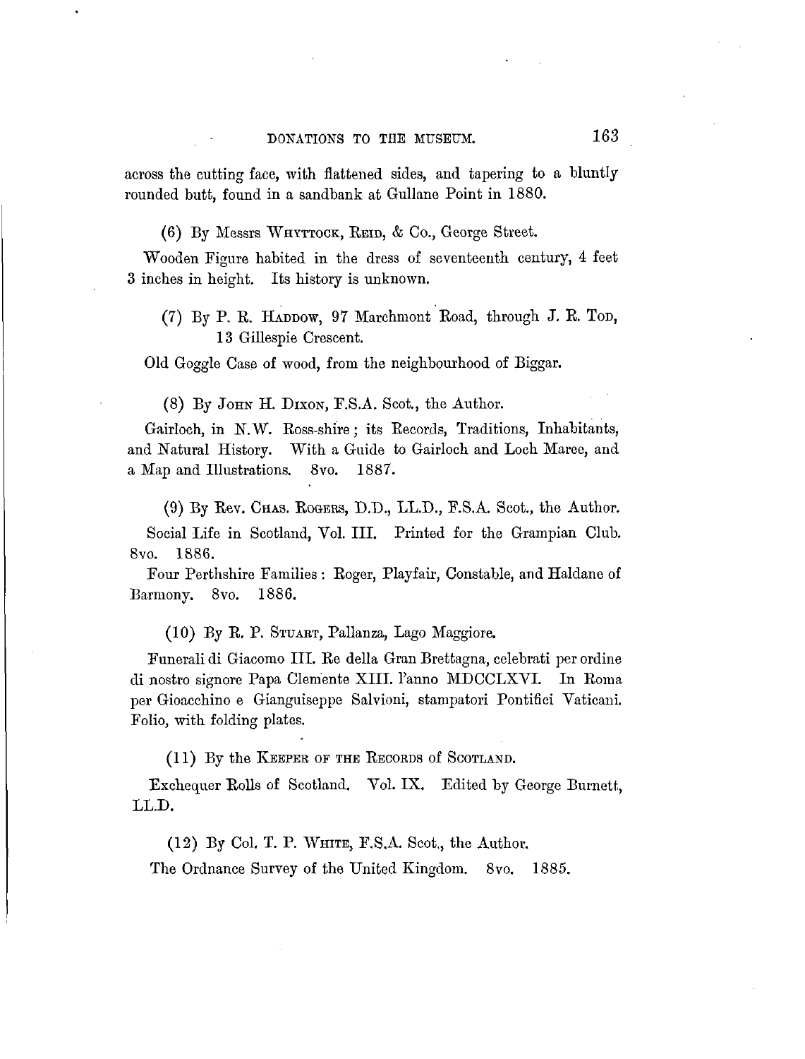across the cutting face, with flattened sides, and tapering to a bluntly rounded butt, found in a sandbank at Gullane Point in 1880.

(6) By Messrs Whyttock, Reid, & Co., George Street.

Wooden Figure habited in the dress of seventeenth century, 4 feet 3 inches in height. Its history is unknown.

(7) By P. R. Haddow, 97 Marchmont Road, through J. R. Tod, 13 Gillespie Crescent.

Old Goggle Case of wood, from the neighbourhood of Biggar.

(8) By John H. Dixon, F.S.A. Scot., the Author.

Gairloch, in N.W. Ross-shire; its Records, Traditions, Inhabitants, and Natural History. With a Guide to Gairloch and Loch Maree, and a Map and Illustrations. 8vo. 1887.

(9) By Rev. Chas. Rogers, D.D., LL.D., F.S.A. Scot., the Author.

Social Life in Scotland, Vol. III. Printed for the Grampian Club. 8vo. 1886.

Four Perthshire Families: Roger, Playfair, Constable, and Haldane of Barmony. 8vo. 1886.

(10) By R. P. Stuart, Pallanza, Lago Maggiore.

Funerali di Giacomo III. Re della Gran Brettagna, celebrati per ordine di nostro signore Papa Clemente XIII. l'anno MDCCLXVI. In Roma per Gioacchino e Gianguiseppe Salvioni, stampatori Pontifici Vaticani. Folio, with folding plates.

(11) By the Keeper of the Records of Scotland.

Exchequer Rolls of Scotland. Vol. IX. Edited by George Burnett, LL.D.

(12) By Col. T. P. White, F.S.A. Scot., the Author.

The Ordnance Survey of the United Kingdom. 8vo. 1885.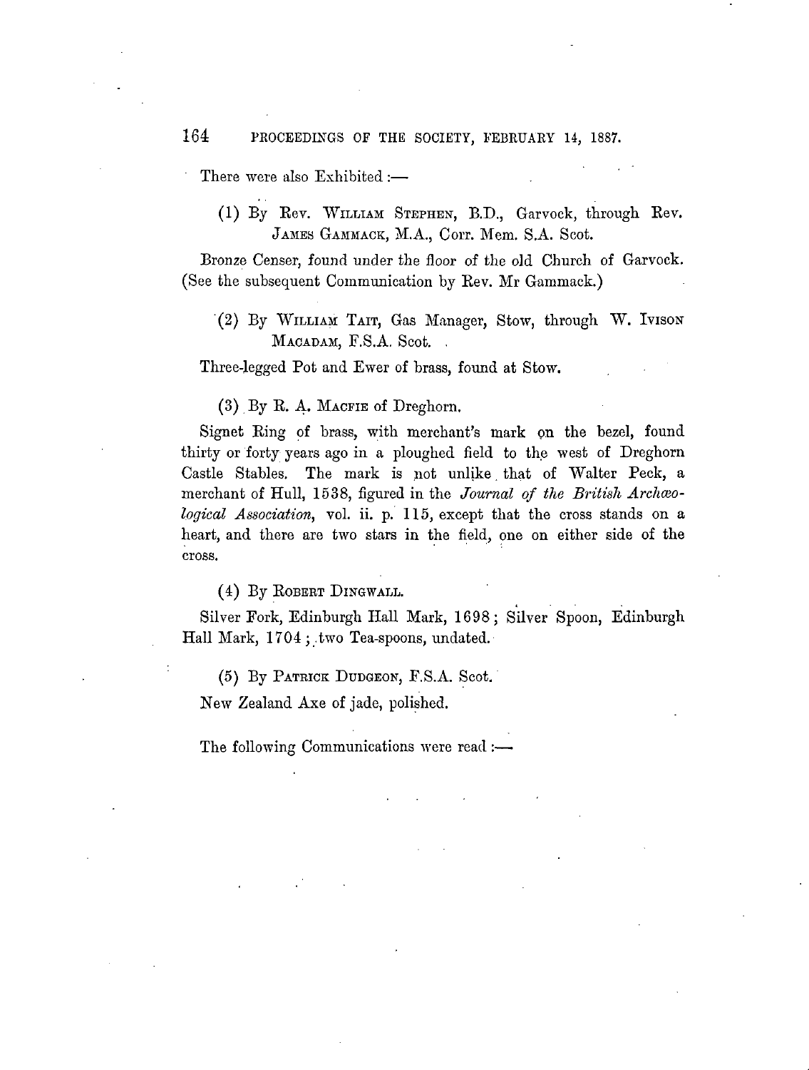There were also Exhibited :—

(1) By Rev. William Stephen, B.D., Garvock, through Rev. James Gammack, M.A., Corr. Mem. S.A. Scot.

Bronze Censer, found under the floor of the old Church of Garvock. (See the subsequent Communication by Rev. Mr Gammack.)

(2) By William Tait, Gas Manager, Stow, through W. Ivison Macadam, F.S.A. Scot.

Three-legged Pot and Ewer of brass, found at Stow.

(3) By R. A. Macfie of Dreghorn.

Signet Ring of brass, with merchant's mark on the bezel, found thirty or forty years ago in a ploughed field to the west of Dreghorn Castle Stables. The mark is not unlike that of Walter Peck, a merchant of Hull, 1538, figured in the *Journal of the British Archæological Association*, vol. ii. p. 115, except that the cross stands on a heart, and there are two stars in the field, one on either side of the cross.

(4) By Robert Dingwall.

Silver Fork, Edinburgh Hall Mark, 1698; Silver Spoon, Edinburgh Hall Mark, 1704; two Tea-spoons, undated.

(5) By Patrick Dudgeon, F.S.A. Scot.

New Zealand Axe of jade, polished.

The following Communications were read :—